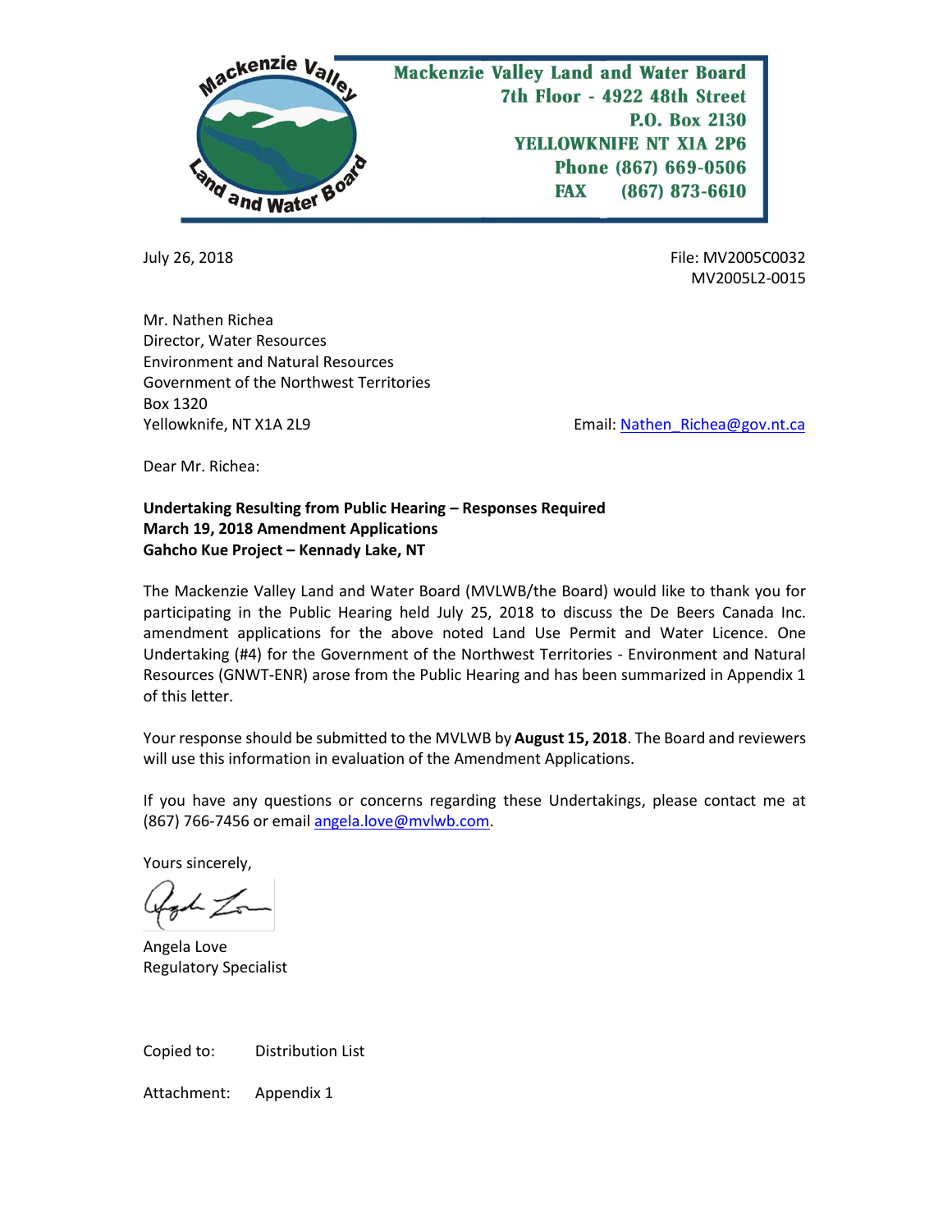Mackenzie Valley Land and Water Board
7th Floor - 4922 48th Street
P.O. Box 2130
YELLOWKNIFE NT X1A 2P6
Phone (867) 669-0506
FAX (867) 873-6610

July 26, 2018

File: MV2005C0032
MV2005L2-0015

Mr. Nathen Richea
Director, Water Resources
Environment and Natural Resources
Government of the Northwest Territories
Box 1320
Yellowknife, NT X1A 2L9

Email: Nathen_Richea@gov.nt.ca

Dear Mr. Richea:

**Undertaking Resulting from Public Hearing – Responses Required**
**March 19, 2018 Amendment Applications**
**Gahcho Kue Project – Kennady Lake, NT**

The Mackenzie Valley Land and Water Board (MVLWB/the Board) would like to thank you for participating in the Public Hearing held July 25, 2018 to discuss the De Beers Canada Inc. amendment applications for the above noted Land Use Permit and Water Licence. One Undertaking (#4) for the Government of the Northwest Territories - Environment and Natural Resources (GNWT-ENR) arose from the Public Hearing and has been summarized in Appendix 1 of this letter.

Your response should be submitted to the MVLWB by **August 15, 2018**. The Board and reviewers will use this information in evaluation of the Amendment Applications.

If you have any questions or concerns regarding these Undertakings, please contact me at (867) 766-7456 or email angela.love@mvlwb.com.

Yours sincerely,

Angela Love
Regulatory Specialist

Copied to: Distribution List

Attachment: Appendix 1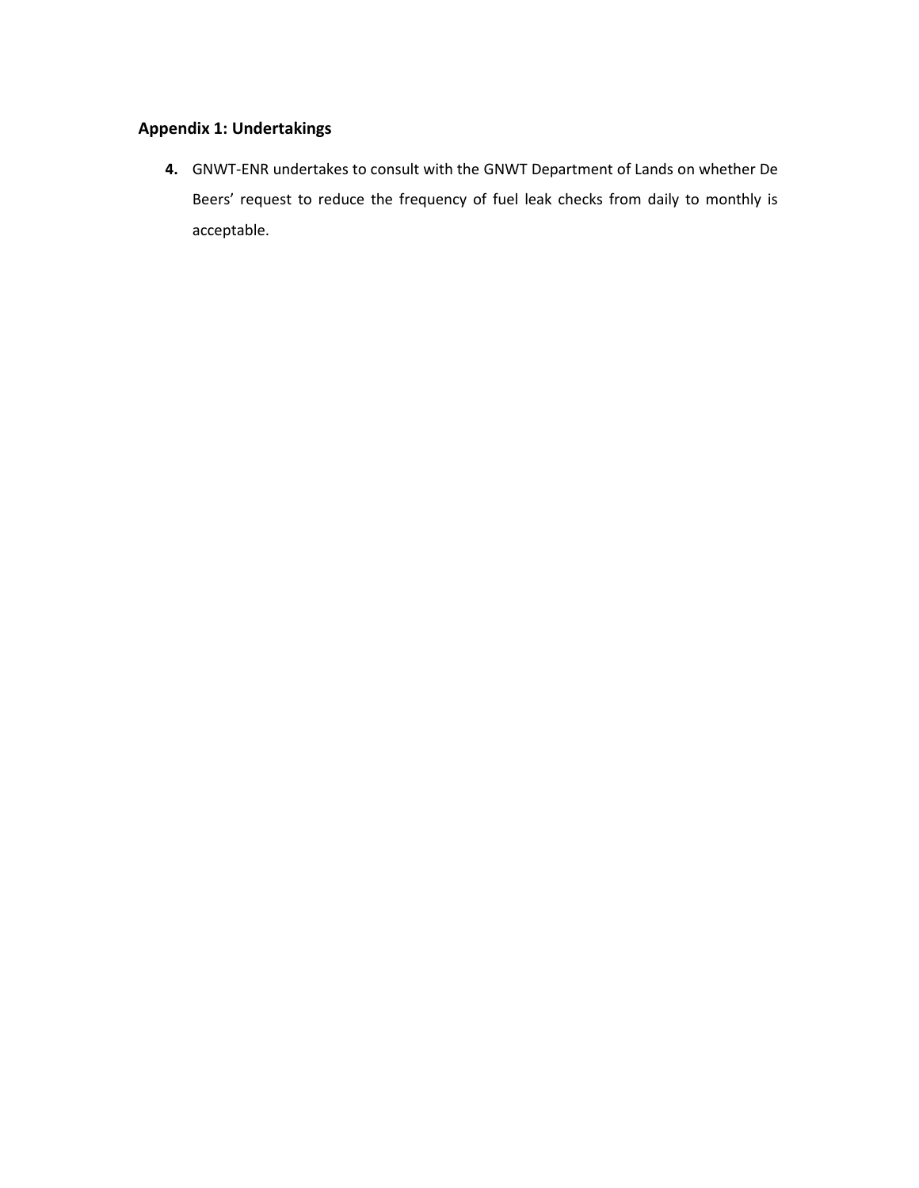## Appendix 1: Undertakings

4. GNWT-ENR undertakes to consult with the GNWT Department of Lands on whether De Beers' request to reduce the frequency of fuel leak checks from daily to monthly is acceptable.